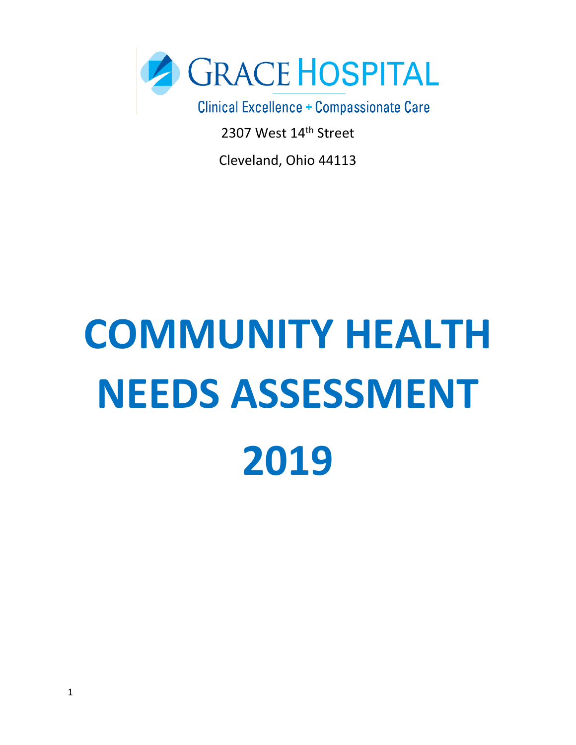GRACE HOSPITAL

Clinical Excellence + Compassionate Care

2307 West 14th Street

Cleveland, Ohio 44113

# COMMUNITY HEALTH NEEDS ASSESSMENT 2019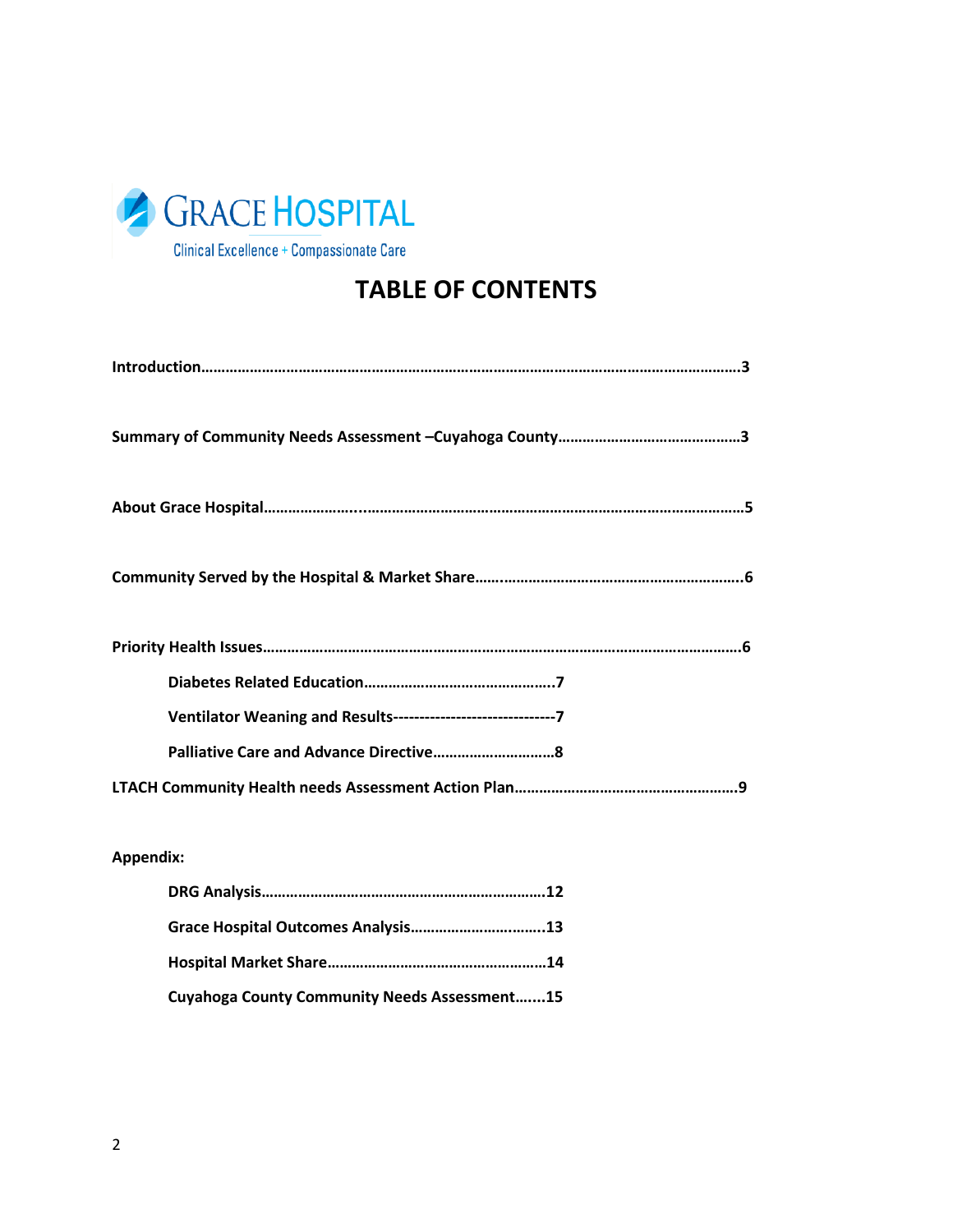GRACE HOSPITAL

Clinical Excellence + Compassionate Care

# TABLE OF CONTENTS

**Introduction……………………………………………………………………………………………………………3**

**Summary of Community Needs Assessment –Cuyahoga County………………………………………3**

**About Grace Hospital…………………...……………………………………………………………………………5**

**Community Served by the Hospital & Market Share…..……………………………………………………6**

**Priority Health Issues………………………………………………………………………………………………6**

- **Diabetes Related Education………………………………………..7**
- **Ventilator Weaning and Results------------------------------7**
- **Palliative Care and Advance Directive…………………………8**

**LTACH Community Health needs Assessment Action Plan……………………………………………9**

**Appendix:**

- **DRG Analysis……………………………………………………………12**
- **Grace Hospital Outcomes Analysis…………………………..13**
- **Hospital Market Share………………………………………………14**
- **Cuyahoga County Community Needs Assessment…....15**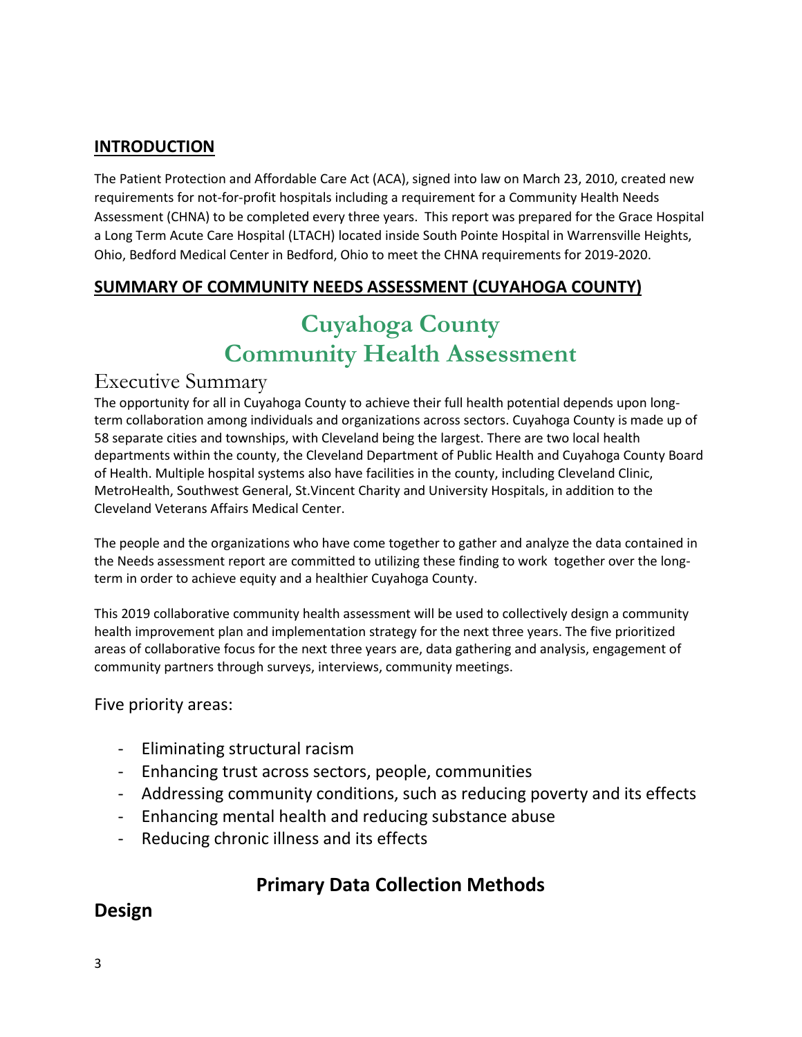## INTRODUCTION

The Patient Protection and Affordable Care Act (ACA), signed into law on March 23, 2010, created new requirements for not-for-profit hospitals including a requirement for a Community Health Needs Assessment (CHNA) to be completed every three years. This report was prepared for the Grace Hospital a Long Term Acute Care Hospital (LTACH) located inside South Pointe Hospital in Warrensville Heights, Ohio, Bedford Medical Center in Bedford, Ohio to meet the CHNA requirements for 2019-2020.

## SUMMARY OF COMMUNITY NEEDS ASSESSMENT (CUYAHOGA COUNTY)

# Cuyahoga County Community Health Assessment

## Executive Summary

The opportunity for all in Cuyahoga County to achieve their full health potential depends upon long-term collaboration among individuals and organizations across sectors. Cuyahoga County is made up of 58 separate cities and townships, with Cleveland being the largest. There are two local health departments within the county, the Cleveland Department of Public Health and Cuyahoga County Board of Health. Multiple hospital systems also have facilities in the county, including Cleveland Clinic, MetroHealth, Southwest General, St.Vincent Charity and University Hospitals, in addition to the Cleveland Veterans Affairs Medical Center.

The people and the organizations who have come together to gather and analyze the data contained in the Needs assessment report are committed to utilizing these finding to work together over the long-term in order to achieve equity and a healthier Cuyahoga County.

This 2019 collaborative community health assessment will be used to collectively design a community health improvement plan and implementation strategy for the next three years. The five prioritized areas of collaborative focus for the next three years are, data gathering and analysis, engagement of community partners through surveys, interviews, community meetings.

Five priority areas:

- Eliminating structural racism
- Enhancing trust across sectors, people, communities
- Addressing community conditions, such as reducing poverty and its effects
- Enhancing mental health and reducing substance abuse
- Reducing chronic illness and its effects

## Primary Data Collection Methods

## Design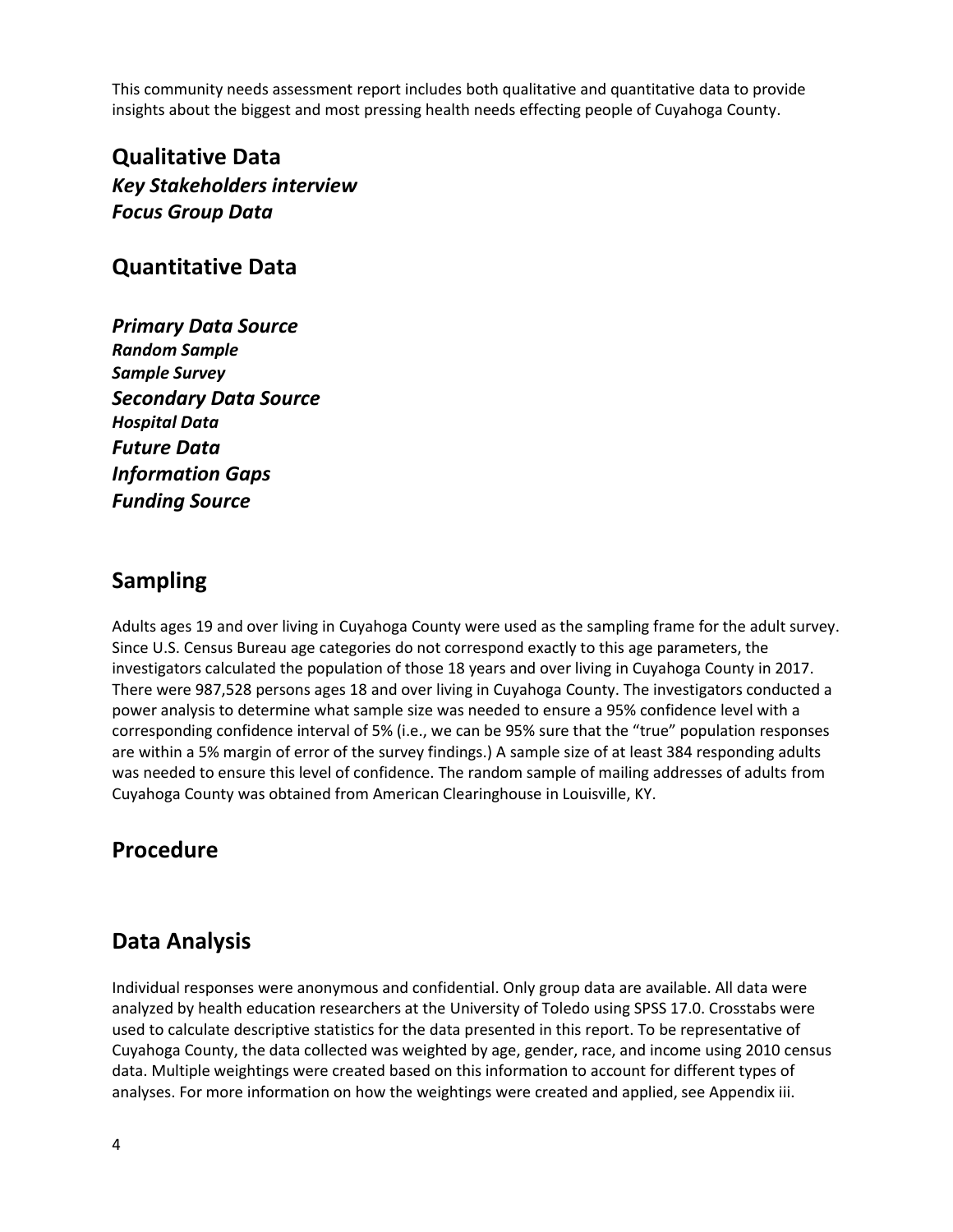This community needs assessment report includes both qualitative and quantitative data to provide insights about the biggest and most pressing health needs effecting people of Cuyahoga County.

## Qualitative Data

***Key Stakeholders interview***

***Focus Group Data***

## Quantitative Data

### *Primary Data Source*

#### *Random Sample*

#### *Sample Survey*

### *Secondary Data Source*

#### *Hospital Data*

### *Future Data*

### *Information Gaps*

### *Funding Source*

## Sampling

Adults ages 19 and over living in Cuyahoga County were used as the sampling frame for the adult survey. Since U.S. Census Bureau age categories do not correspond exactly to this age parameters, the investigators calculated the population of those 18 years and over living in Cuyahoga County in 2017. There were 987,528 persons ages 18 and over living in Cuyahoga County. The investigators conducted a power analysis to determine what sample size was needed to ensure a 95% confidence level with a corresponding confidence interval of 5% (i.e., we can be 95% sure that the "true" population responses are within a 5% margin of error of the survey findings.) A sample size of at least 384 responding adults was needed to ensure this level of confidence. The random sample of mailing addresses of adults from Cuyahoga County was obtained from American Clearinghouse in Louisville, KY.

## Procedure

## Data Analysis

Individual responses were anonymous and confidential. Only group data are available. All data were analyzed by health education researchers at the University of Toledo using SPSS 17.0. Crosstabs were used to calculate descriptive statistics for the data presented in this report. To be representative of Cuyahoga County, the data collected was weighted by age, gender, race, and income using 2010 census data. Multiple weightings were created based on this information to account for different types of analyses. For more information on how the weightings were created and applied, see Appendix iii.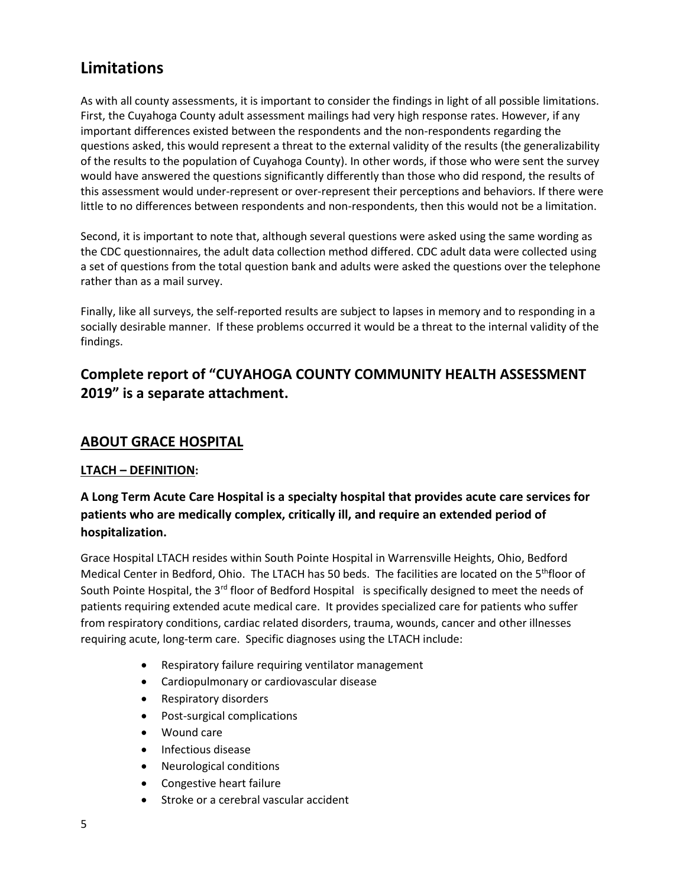## Limitations

As with all county assessments, it is important to consider the findings in light of all possible limitations. First, the Cuyahoga County adult assessment mailings had very high response rates. However, if any important differences existed between the respondents and the non-respondents regarding the questions asked, this would represent a threat to the external validity of the results (the generalizability of the results to the population of Cuyahoga County). In other words, if those who were sent the survey would have answered the questions significantly differently than those who did respond, the results of this assessment would under-represent or over-represent their perceptions and behaviors. If there were little to no differences between respondents and non-respondents, then this would not be a limitation.

Second, it is important to note that, although several questions were asked using the same wording as the CDC questionnaires, the adult data collection method differed. CDC adult data were collected using a set of questions from the total question bank and adults were asked the questions over the telephone rather than as a mail survey.

Finally, like all surveys, the self-reported results are subject to lapses in memory and to responding in a socially desirable manner. If these problems occurred it would be a threat to the internal validity of the findings.

### Complete report of "CUYAHOGA COUNTY COMMUNITY HEALTH ASSESSMENT 2019" is a separate attachment.

### ABOUT GRACE HOSPITAL

**LTACH – DEFINITION:**

**A Long Term Acute Care Hospital is a specialty hospital that provides acute care services for patients who are medically complex, critically ill, and require an extended period of hospitalization.**

Grace Hospital LTACH resides within South Pointe Hospital in Warrensville Heights, Ohio, Bedford Medical Center in Bedford, Ohio. The LTACH has 50 beds. The facilities are located on the 5thfloor of South Pointe Hospital, the 3rd floor of Bedford Hospital is specifically designed to meet the needs of patients requiring extended acute medical care. It provides specialized care for patients who suffer from respiratory conditions, cardiac related disorders, trauma, wounds, cancer and other illnesses requiring acute, long-term care. Specific diagnoses using the LTACH include:

- Respiratory failure requiring ventilator management
- Cardiopulmonary or cardiovascular disease
- Respiratory disorders
- Post-surgical complications
- Wound care
- Infectious disease
- Neurological conditions
- Congestive heart failure
- Stroke or a cerebral vascular accident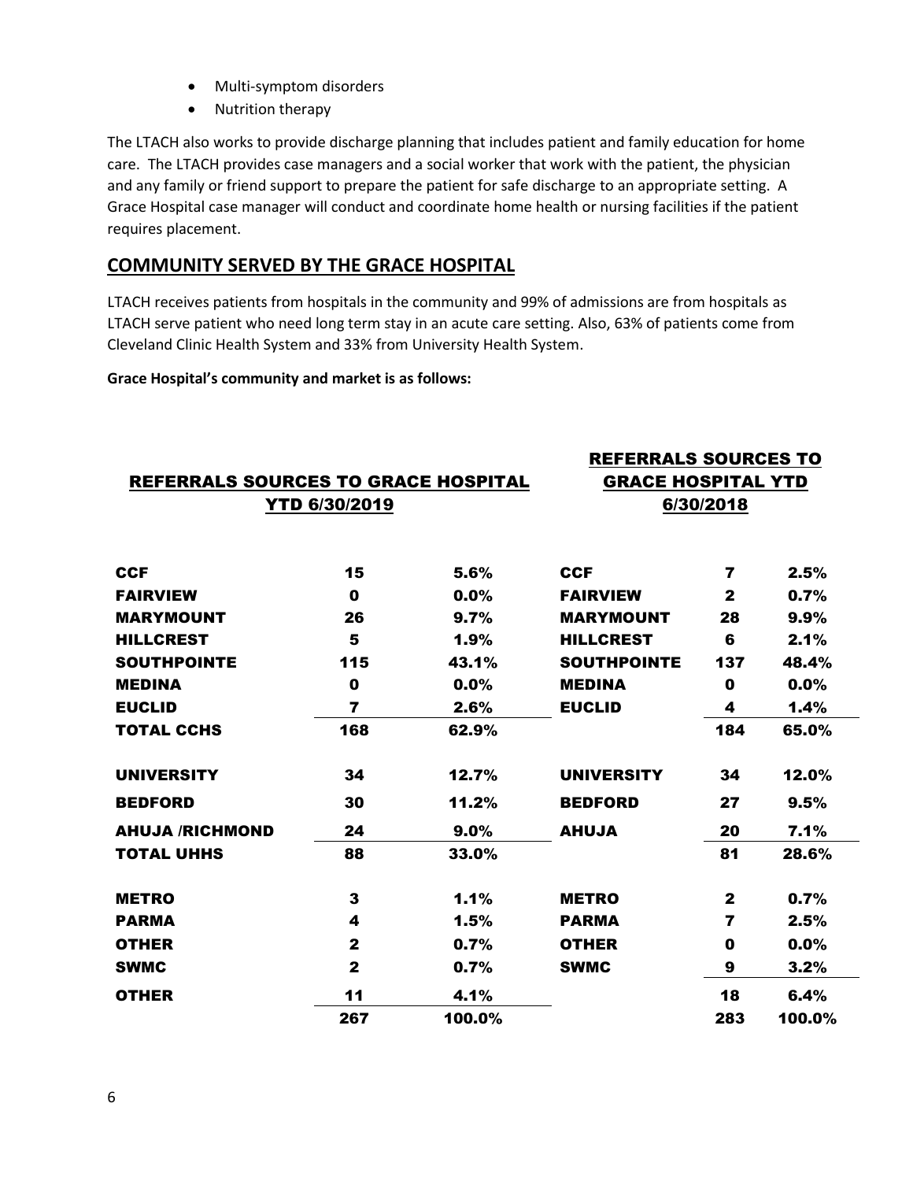- Multi-symptom disorders
- Nutrition therapy

The LTACH also works to provide discharge planning that includes patient and family education for home care. The LTACH provides case managers and a social worker that work with the patient, the physician and any family or friend support to prepare the patient for safe discharge to an appropriate setting. A Grace Hospital case manager will conduct and coordinate home health or nursing facilities if the patient requires placement.

## COMMUNITY SERVED BY THE GRACE HOSPITAL

LTACH receives patients from hospitals in the community and 99% of admissions are from hospitals as LTACH serve patient who need long term stay in an acute care setting. Also, 63% of patients come from Cleveland Clinic Health System and 33% from University Health System.

**Grace Hospital's community and market is as follows:**

| REFERRALS SOURCES TO GRACE HOSPITAL YTD 6/30/2019 | | | REFERRALS SOURCES TO GRACE HOSPITAL YTD 6/30/2018 | | |
|---|---|---|---|---|---|
| **CCF** | 15 | 5.6% | **CCF** | 7 | 2.5% |
| **FAIRVIEW** | 0 | 0.0% | **FAIRVIEW** | 2 | 0.7% |
| **MARYMOUNT** | 26 | 9.7% | **MARYMOUNT** | 28 | 9.9% |
| **HILLCREST** | 5 | 1.9% | **HILLCREST** | 6 | 2.1% |
| **SOUTHPOINTE** | 115 | 43.1% | **SOUTHPOINTE** | 137 | 48.4% |
| **MEDINA** | 0 | 0.0% | **MEDINA** | 0 | 0.0% |
| **EUCLID** | 7 | 2.6% | **EUCLID** | 4 | 1.4% |
| **TOTAL CCHS** | 168 | 62.9% | | 184 | 65.0% |
| **UNIVERSITY** | 34 | 12.7% | **UNIVERSITY** | 34 | 12.0% |
| **BEDFORD** | 30 | 11.2% | **BEDFORD** | 27 | 9.5% |
| **AHUJA /RICHMOND** | 24 | 9.0% | **AHUJA** | 20 | 7.1% |
| **TOTAL UHHS** | 88 | 33.0% | | 81 | 28.6% |
| **METRO** | 3 | 1.1% | **METRO** | 2 | 0.7% |
| **PARMA** | 4 | 1.5% | **PARMA** | 7 | 2.5% |
| **OTHER** | 2 | 0.7% | **OTHER** | 0 | 0.0% |
| **SWMC** | 2 | 0.7% | **SWMC** | 9 | 3.2% |
| **OTHER** | 11 | 4.1% | | 18 | 6.4% |
| | 267 | 100.0% | | 283 | 100.0% |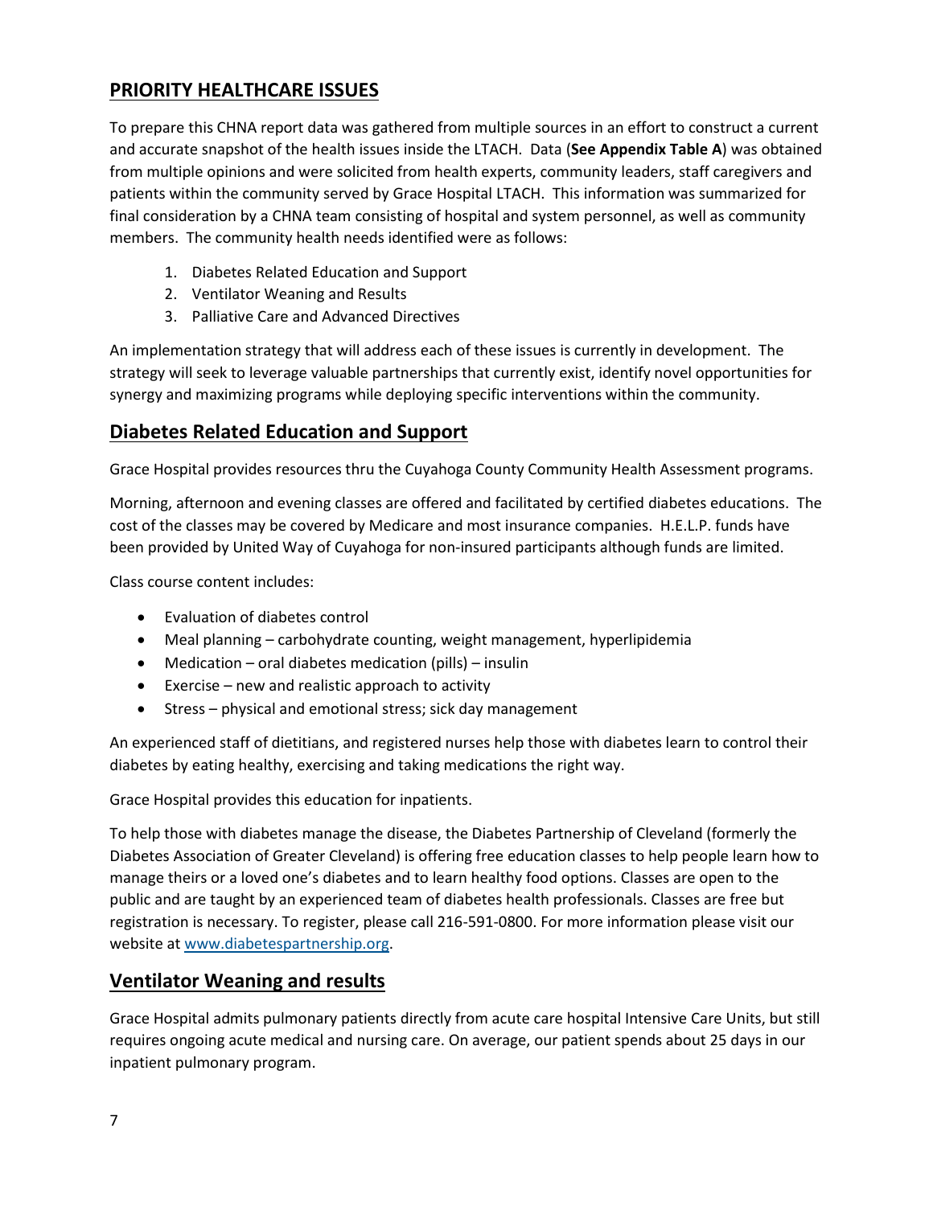## PRIORITY HEALTHCARE ISSUES

To prepare this CHNA report data was gathered from multiple sources in an effort to construct a current and accurate snapshot of the health issues inside the LTACH. Data (**See Appendix Table A**) was obtained from multiple opinions and were solicited from health experts, community leaders, staff caregivers and patients within the community served by Grace Hospital LTACH. This information was summarized for final consideration by a CHNA team consisting of hospital and system personnel, as well as community members. The community health needs identified were as follows:

1. Diabetes Related Education and Support
2. Ventilator Weaning and Results
3. Palliative Care and Advanced Directives

An implementation strategy that will address each of these issues is currently in development. The strategy will seek to leverage valuable partnerships that currently exist, identify novel opportunities for synergy and maximizing programs while deploying specific interventions within the community.

## Diabetes Related Education and Support

Grace Hospital provides resources thru the Cuyahoga County Community Health Assessment programs.

Morning, afternoon and evening classes are offered and facilitated by certified diabetes educations. The cost of the classes may be covered by Medicare and most insurance companies. H.E.L.P. funds have been provided by United Way of Cuyahoga for non-insured participants although funds are limited.

Class course content includes:

- Evaluation of diabetes control
- Meal planning – carbohydrate counting, weight management, hyperlipidemia
- Medication – oral diabetes medication (pills) – insulin
- Exercise – new and realistic approach to activity
- Stress – physical and emotional stress; sick day management

An experienced staff of dietitians, and registered nurses help those with diabetes learn to control their diabetes by eating healthy, exercising and taking medications the right way.

Grace Hospital provides this education for inpatients.

To help those with diabetes manage the disease, the Diabetes Partnership of Cleveland (formerly the Diabetes Association of Greater Cleveland) is offering free education classes to help people learn how to manage theirs or a loved one's diabetes and to learn healthy food options. Classes are open to the public and are taught by an experienced team of diabetes health professionals. Classes are free but registration is necessary. To register, please call 216-591-0800. For more information please visit our website at www.diabetespartnership.org.

## Ventilator Weaning and results

Grace Hospital admits pulmonary patients directly from acute care hospital Intensive Care Units, but still requires ongoing acute medical and nursing care. On average, our patient spends about 25 days in our inpatient pulmonary program.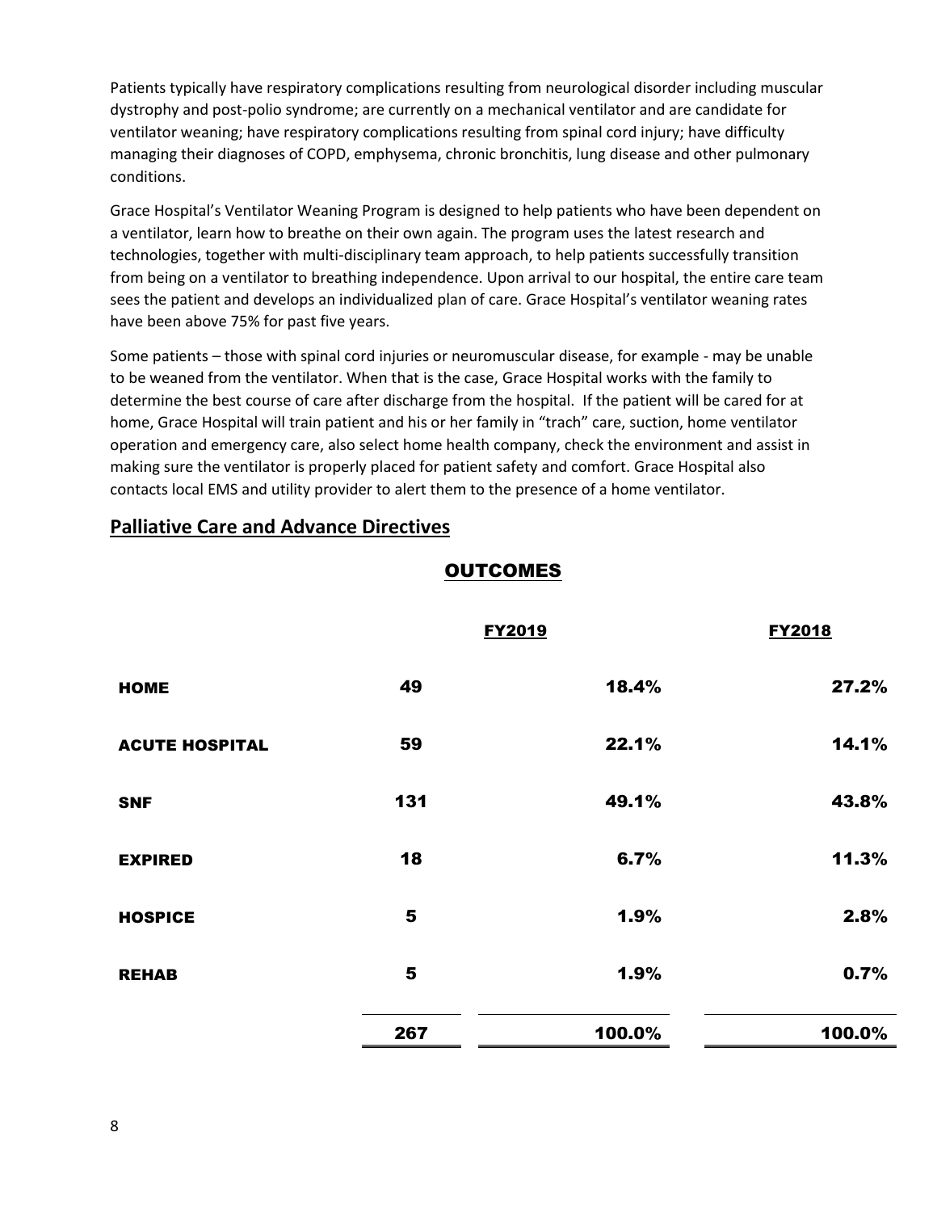Patients typically have respiratory complications resulting from neurological disorder including muscular dystrophy and post-polio syndrome; are currently on a mechanical ventilator and are candidate for ventilator weaning; have respiratory complications resulting from spinal cord injury; have difficulty managing their diagnoses of COPD, emphysema, chronic bronchitis, lung disease and other pulmonary conditions.

Grace Hospital's Ventilator Weaning Program is designed to help patients who have been dependent on a ventilator, learn how to breathe on their own again. The program uses the latest research and technologies, together with multi-disciplinary team approach, to help patients successfully transition from being on a ventilator to breathing independence. Upon arrival to our hospital, the entire care team sees the patient and develops an individualized plan of care. Grace Hospital's ventilator weaning rates have been above 75% for past five years.

Some patients – those with spinal cord injuries or neuromuscular disease, for example - may be unable to be weaned from the ventilator. When that is the case, Grace Hospital works with the family to determine the best course of care after discharge from the hospital. If the patient will be cared for at home, Grace Hospital will train patient and his or her family in "trach" care, suction, home ventilator operation and emergency care, also select home health company, check the environment and assist in making sure the ventilator is properly placed for patient safety and comfort. Grace Hospital also contacts local EMS and utility provider to alert them to the presence of a home ventilator.

## Palliative Care and Advance Directives

**OUTCOMES**

| | | FY2019 | FY2018 |
|---|---|---|---|
| **HOME** | 49 | 18.4% | 27.2% |
| **ACUTE HOSPITAL** | 59 | 22.1% | 14.1% |
| **SNF** | 131 | 49.1% | 43.8% |
| **EXPIRED** | 18 | 6.7% | 11.3% |
| **HOSPICE** | 5 | 1.9% | 2.8% |
| **REHAB** | 5 | 1.9% | 0.7% |
| | 267 | 100.0% | 100.0% |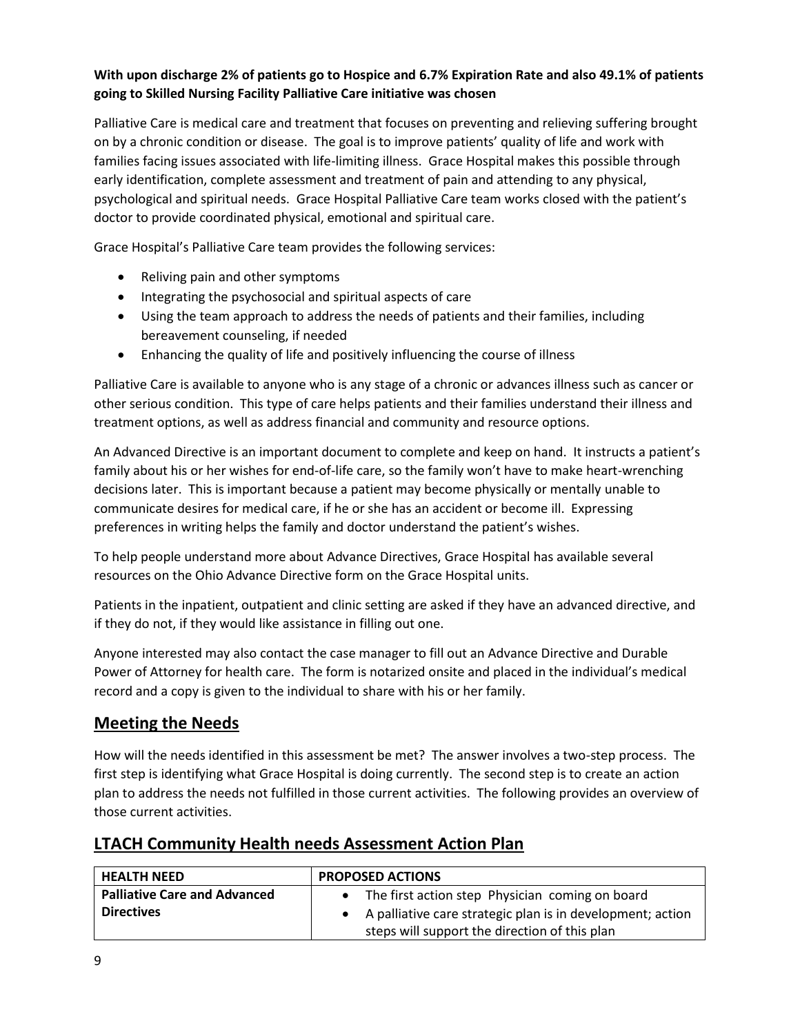**With upon discharge 2% of patients go to Hospice and 6.7% Expiration Rate and also 49.1% of patients going to Skilled Nursing Facility Palliative Care initiative was chosen**

Palliative Care is medical care and treatment that focuses on preventing and relieving suffering brought on by a chronic condition or disease. The goal is to improve patients' quality of life and work with families facing issues associated with life-limiting illness. Grace Hospital makes this possible through early identification, complete assessment and treatment of pain and attending to any physical, psychological and spiritual needs. Grace Hospital Palliative Care team works closed with the patient's doctor to provide coordinated physical, emotional and spiritual care.

Grace Hospital's Palliative Care team provides the following services:

- Reliving pain and other symptoms
- Integrating the psychosocial and spiritual aspects of care
- Using the team approach to address the needs of patients and their families, including bereavement counseling, if needed
- Enhancing the quality of life and positively influencing the course of illness

Palliative Care is available to anyone who is any stage of a chronic or advances illness such as cancer or other serious condition. This type of care helps patients and their families understand their illness and treatment options, as well as address financial and community and resource options.

An Advanced Directive is an important document to complete and keep on hand. It instructs a patient's family about his or her wishes for end-of-life care, so the family won't have to make heart-wrenching decisions later. This is important because a patient may become physically or mentally unable to communicate desires for medical care, if he or she has an accident or become ill. Expressing preferences in writing helps the family and doctor understand the patient's wishes.

To help people understand more about Advance Directives, Grace Hospital has available several resources on the Ohio Advance Directive form on the Grace Hospital units.

Patients in the inpatient, outpatient and clinic setting are asked if they have an advanced directive, and if they do not, if they would like assistance in filling out one.

Anyone interested may also contact the case manager to fill out an Advance Directive and Durable Power of Attorney for health care. The form is notarized onsite and placed in the individual's medical record and a copy is given to the individual to share with his or her family.

## Meeting the Needs

How will the needs identified in this assessment be met? The answer involves a two-step process. The first step is identifying what Grace Hospital is doing currently. The second step is to create an action plan to address the needs not fulfilled in those current activities. The following provides an overview of those current activities.

## LTACH Community Health needs Assessment Action Plan

| HEALTH NEED | PROPOSED ACTIONS |
|---|---|
| **Palliative Care and Advanced Directives** | • The first action step Physician coming on board<br>• A palliative care strategic plan is in development; action steps will support the direction of this plan |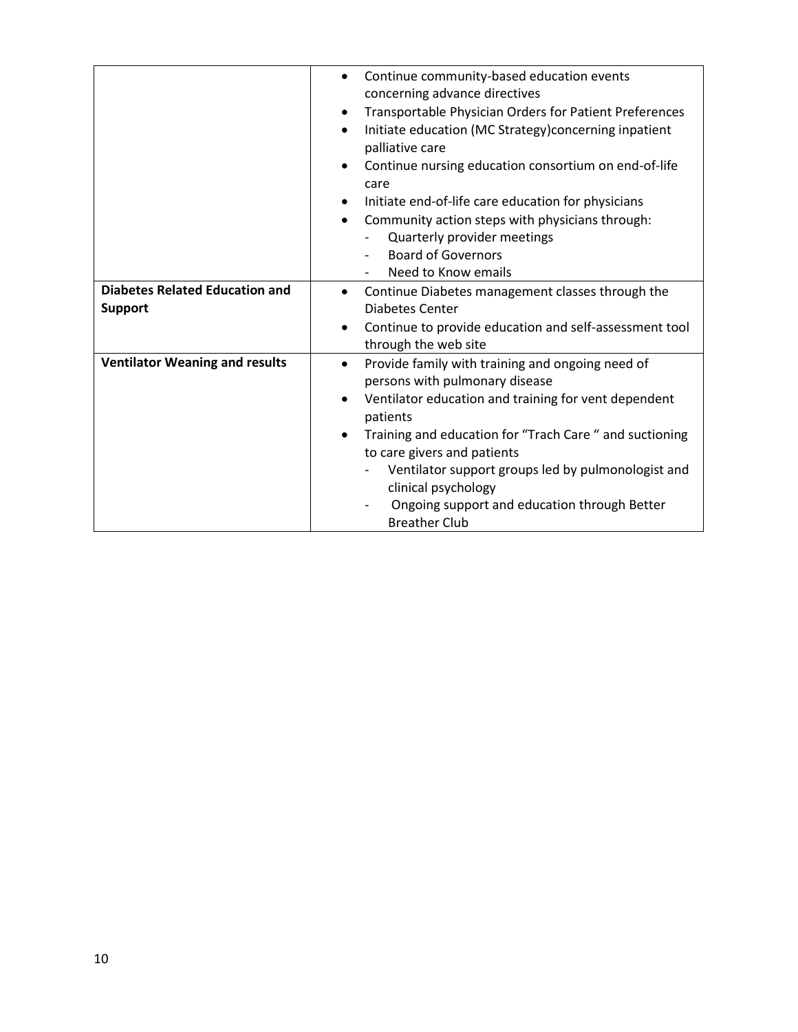| | |
|---|---|
| | • Continue community-based education events concerning advance directives<br>• Transportable Physician Orders for Patient Preferences<br>• Initiate education (MC Strategy)concerning inpatient palliative care<br>• Continue nursing education consortium on end-of-life care<br>• Initiate end-of-life care education for physicians<br>• Community action steps with physicians through:<br>&nbsp;&nbsp;- Quarterly provider meetings<br>&nbsp;&nbsp;- Board of Governors<br>&nbsp;&nbsp;- Need to Know emails |
| **Diabetes Related Education and Support** | • Continue Diabetes management classes through the Diabetes Center<br>• Continue to provide education and self-assessment tool through the web site |
| **Ventilator Weaning and results** | • Provide family with training and ongoing need of persons with pulmonary disease<br>• Ventilator education and training for vent dependent patients<br>• Training and education for "Trach Care " and suctioning to care givers and patients<br>&nbsp;&nbsp;- Ventilator support groups led by pulmonologist and clinical psychology<br>&nbsp;&nbsp;- Ongoing support and education through Better Breather Club |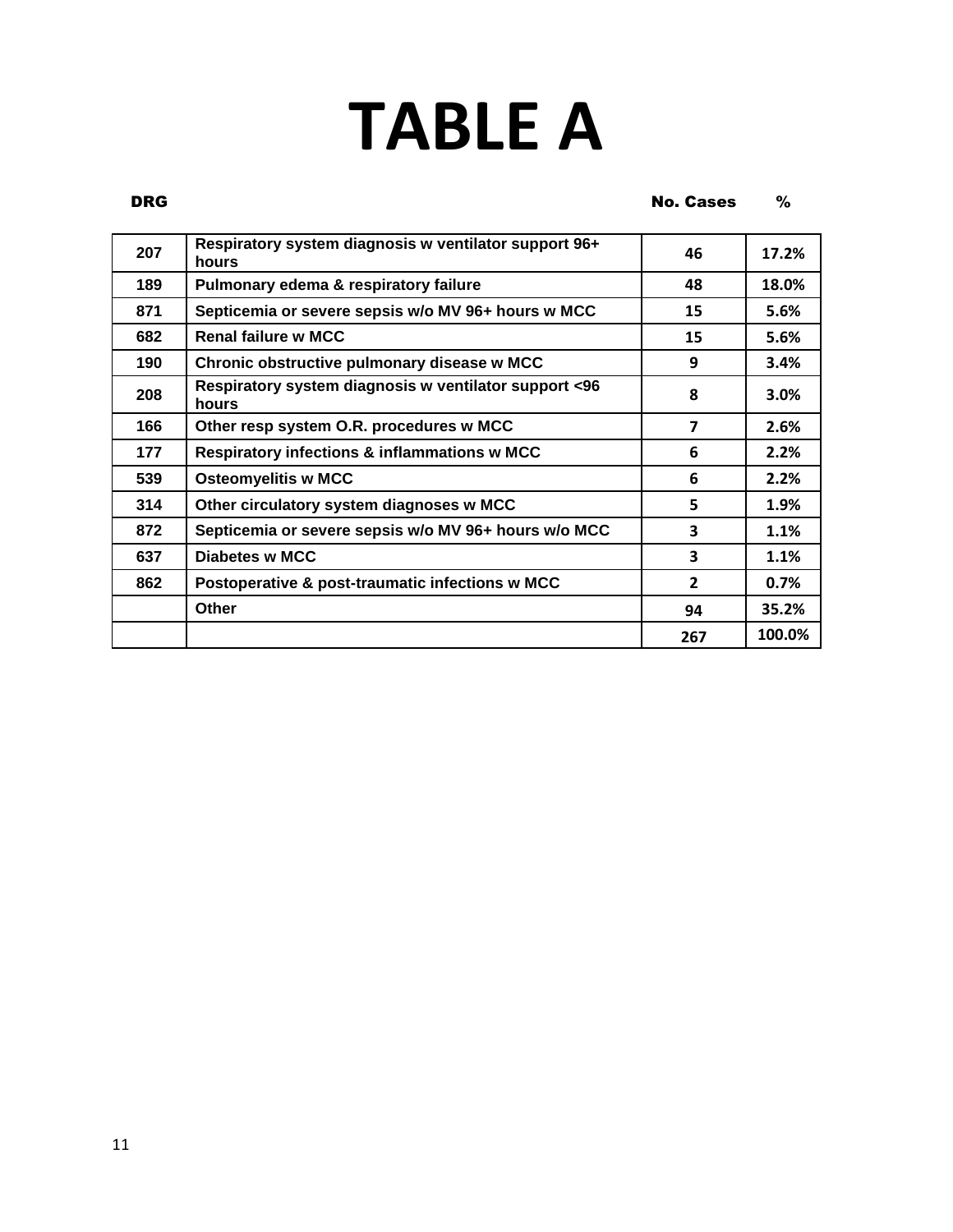# TABLE A

| DRG | | No. Cases | % |
|---|---|---|---|
| 207 | Respiratory system diagnosis w ventilator support 96+ hours | 46 | 17.2% |
| 189 | Pulmonary edema & respiratory failure | 48 | 18.0% |
| 871 | Septicemia or severe sepsis w/o MV 96+ hours w MCC | 15 | 5.6% |
| 682 | Renal failure w MCC | 15 | 5.6% |
| 190 | Chronic obstructive pulmonary disease w MCC | 9 | 3.4% |
| 208 | Respiratory system diagnosis w ventilator support <96 hours | 8 | 3.0% |
| 166 | Other resp system O.R. procedures w MCC | 7 | 2.6% |
| 177 | Respiratory infections & inflammations w MCC | 6 | 2.2% |
| 539 | Osteomyelitis w MCC | 6 | 2.2% |
| 314 | Other circulatory system diagnoses w MCC | 5 | 1.9% |
| 872 | Septicemia or severe sepsis w/o MV 96+ hours w/o MCC | 3 | 1.1% |
| 637 | Diabetes w MCC | 3 | 1.1% |
| 862 | Postoperative & post-traumatic infections w MCC | 2 | 0.7% |
| | Other | 94 | 35.2% |
| | | 267 | 100.0% |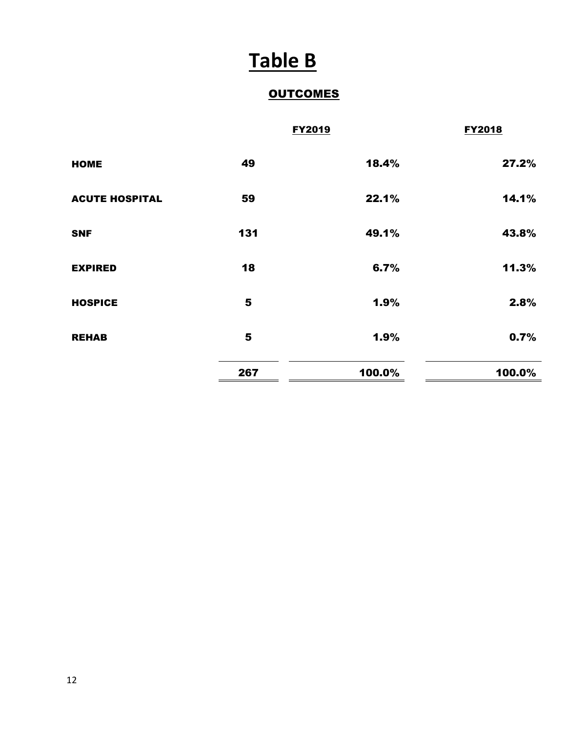# Table B

## OUTCOMES

| | | FY2019 | FY2018 |
|---|---|---|---|
| HOME | 49 | 18.4% | 27.2% |
| ACUTE HOSPITAL | 59 | 22.1% | 14.1% |
| SNF | 131 | 49.1% | 43.8% |
| EXPIRED | 18 | 6.7% | 11.3% |
| HOSPICE | 5 | 1.9% | 2.8% |
| REHAB | 5 | 1.9% | 0.7% |
| | 267 | 100.0% | 100.0% |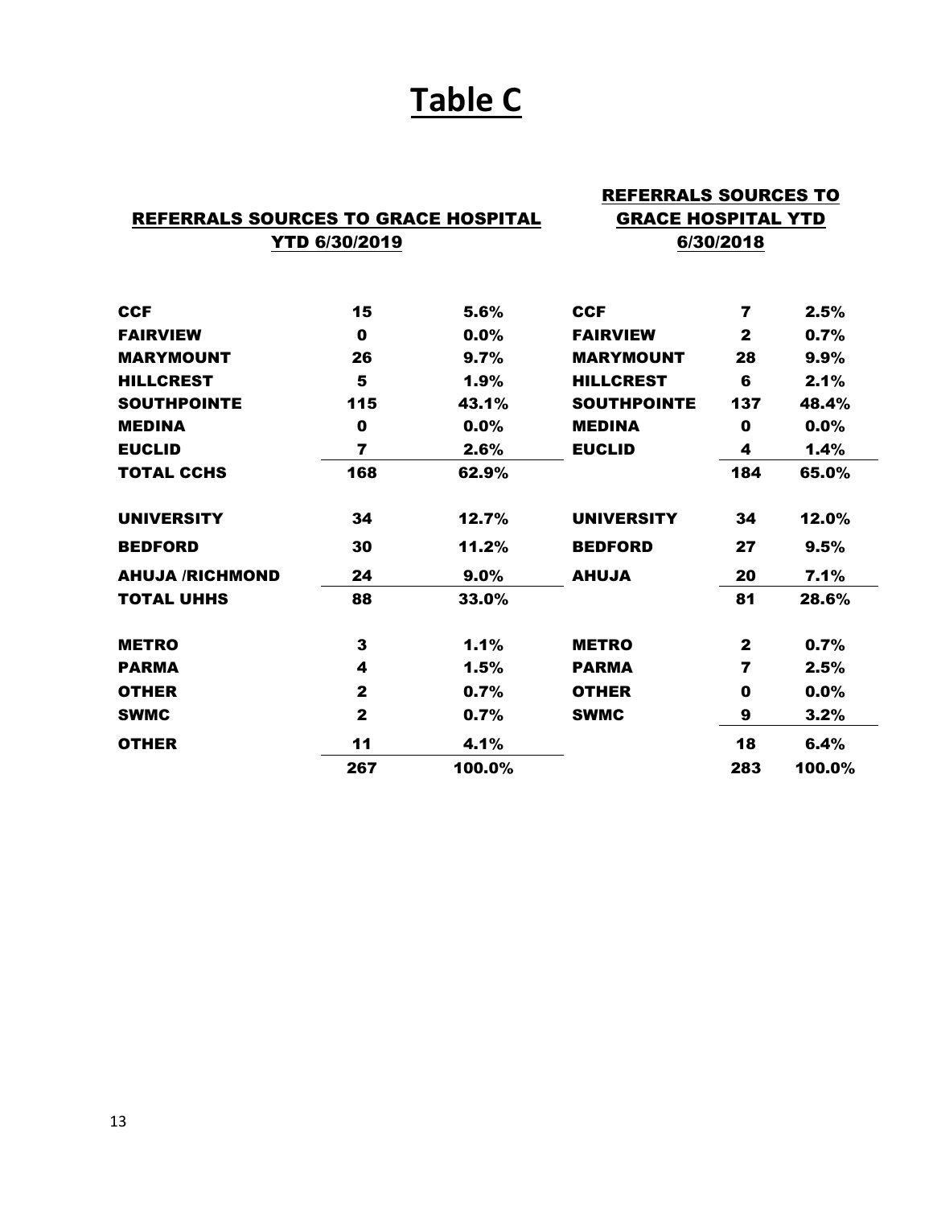# Table C

| REFERRALS SOURCES TO GRACE HOSPITAL YTD 6/30/2019 | | | REFERRALS SOURCES TO GRACE HOSPITAL YTD 6/30/2018 | | |
|---|---|---|---|---|---|
| **CCF** | **15** | **5.6%** | **CCF** | **7** | **2.5%** |
| **FAIRVIEW** | **0** | **0.0%** | **FAIRVIEW** | **2** | **0.7%** |
| **MARYMOUNT** | **26** | **9.7%** | **MARYMOUNT** | **28** | **9.9%** |
| **HILLCREST** | **5** | **1.9%** | **HILLCREST** | **6** | **2.1%** |
| **SOUTHPOINTE** | **115** | **43.1%** | **SOUTHPOINTE** | **137** | **48.4%** |
| **MEDINA** | **0** | **0.0%** | **MEDINA** | **0** | **0.0%** |
| **EUCLID** | **7** | **2.6%** | **EUCLID** | **4** | **1.4%** |
| **TOTAL CCHS** | **168** | **62.9%** | | **184** | **65.0%** |
| **UNIVERSITY** | **34** | **12.7%** | **UNIVERSITY** | **34** | **12.0%** |
| **BEDFORD** | **30** | **11.2%** | **BEDFORD** | **27** | **9.5%** |
| **AHUJA /RICHMOND** | **24** | **9.0%** | **AHUJA** | **20** | **7.1%** |
| **TOTAL UHHS** | **88** | **33.0%** | | **81** | **28.6%** |
| **METRO** | **3** | **1.1%** | **METRO** | **2** | **0.7%** |
| **PARMA** | **4** | **1.5%** | **PARMA** | **7** | **2.5%** |
| **OTHER** | **2** | **0.7%** | **OTHER** | **0** | **0.0%** |
| **SWMC** | **2** | **0.7%** | **SWMC** | **9** | **3.2%** |
| **OTHER** | **11** | **4.1%** | | **18** | **6.4%** |
| | **267** | **100.0%** | | **283** | **100.0%** |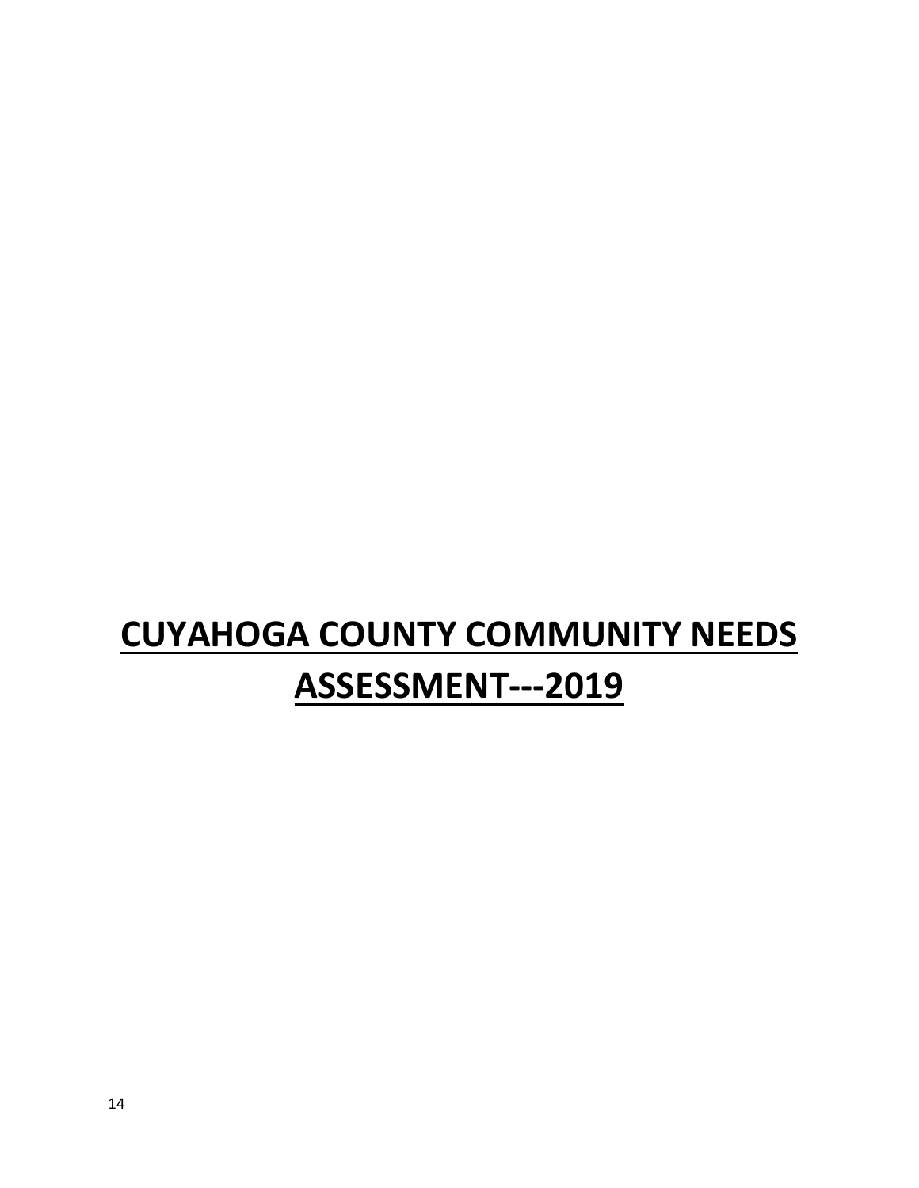# CUYAHOGA COUNTY COMMUNITY NEEDS ASSESSMENT---2019